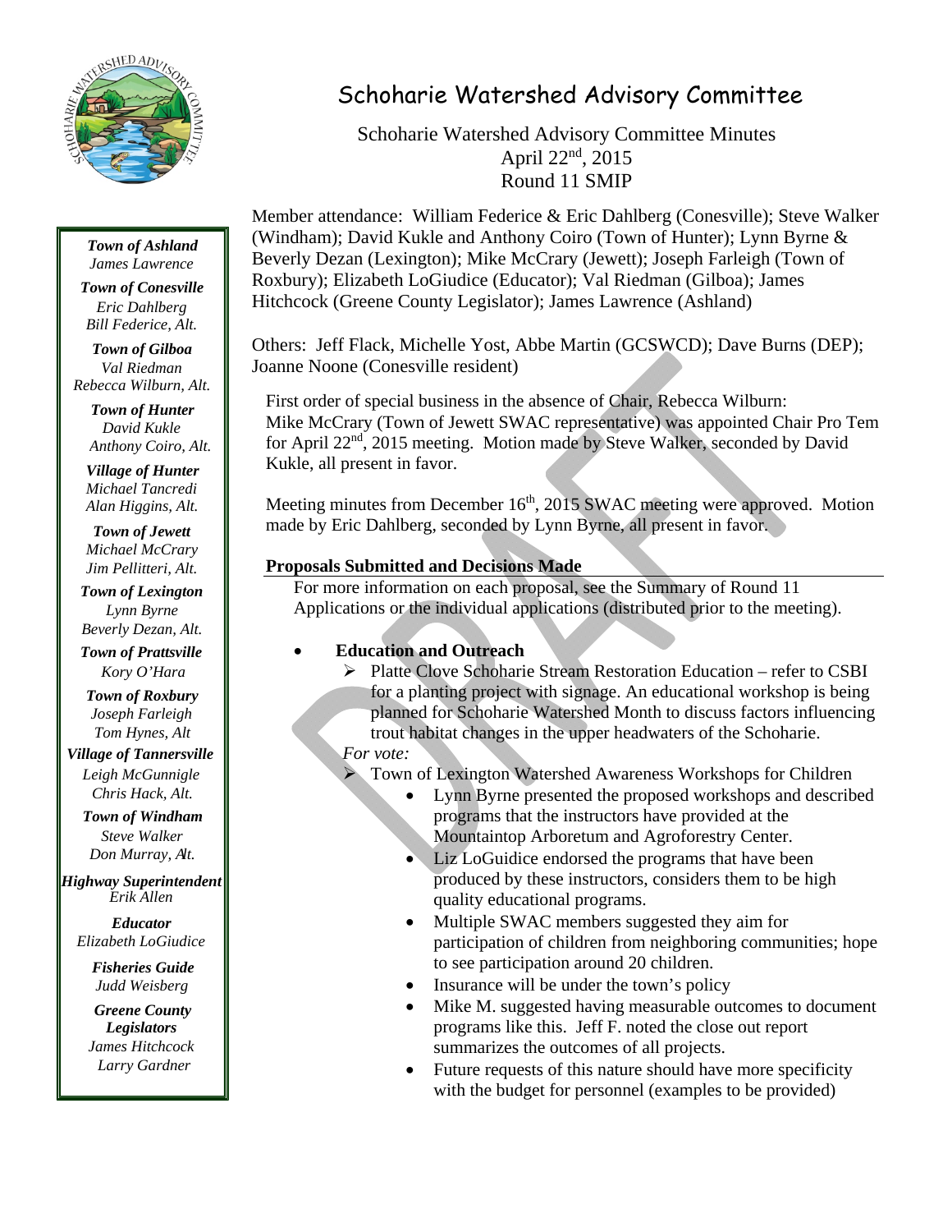# Schoharie Watershed Advisory Committee

Schoharie Watershed Advisory Committee Minutes
April 22nd, 2015
Round 11 SMIP

**Town of Ashland**
*James Lawrence*

**Town of Conesville**
*Eric Dahlberg*
*Bill Federice, Alt.*

**Town of Gilboa**
*Val Riedman*
*Rebecca Wilburn, Alt.*

**Town of Hunter**
*David Kukle*
*Anthony Coiro, Alt.*

**Village of Hunter**
*Michael Tancredi*
*Alan Higgins, Alt.*

**Town of Jewett**
*Michael McCrary*
*Jim Pellitteri, Alt.*

**Town of Lexington**
*Lynn Byrne*
*Beverly Dezan, Alt.*

**Town of Prattsville**
*Kory O'Hara*

**Town of Roxbury**
*Joseph Farleigh*
*Tom Hynes, Alt*

**Village of Tannersville**
*Leigh McGunnigle*
*Chris Hack, Alt.*

**Town of Windham**
*Steve Walker*
*Don Murray, Alt.*

**Highway Superintendent**
*Erik Allen*

**Educator**
*Elizabeth LoGiudice*

**Fisheries Guide**
*Judd Weisberg*

**Greene County Legislators**
*James Hitchcock*
*Larry Gardner*

Member attendance: William Federice & Eric Dahlberg (Conesville); Steve Walker (Windham); David Kukle and Anthony Coiro (Town of Hunter); Lynn Byrne & Beverly Dezan (Lexington); Mike McCrary (Jewett); Joseph Farleigh (Town of Roxbury); Elizabeth LoGiudice (Educator); Val Riedman (Gilboa); James Hitchcock (Greene County Legislator); James Lawrence (Ashland)

Others: Jeff Flack, Michelle Yost, Abbe Martin (GCSWCD); Dave Burns (DEP); Joanne Noone (Conesville resident)

First order of special business in the absence of Chair, Rebecca Wilburn: Mike McCrary (Town of Jewett SWAC representative) was appointed Chair Pro Tem for April 22nd, 2015 meeting. Motion made by Steve Walker, seconded by David Kukle, all present in favor.

Meeting minutes from December 16th, 2015 SWAC meeting were approved. Motion made by Eric Dahlberg, seconded by Lynn Byrne, all present in favor.

**Proposals Submitted and Decisions Made**

For more information on each proposal, see the Summary of Round 11 Applications or the individual applications (distributed prior to the meeting).

- **Education and Outreach**
  - Platte Clove Schoharie Stream Restoration Education – refer to CSBI for a planting project with signage. An educational workshop is being planned for Schoharie Watershed Month to discuss factors influencing trout habitat changes in the upper headwaters of the Schoharie.

  *For vote:*
  - Town of Lexington Watershed Awareness Workshops for Children
    - Lynn Byrne presented the proposed workshops and described programs that the instructors have provided at the Mountaintop Arboretum and Agroforestry Center.
    - Liz LoGuidice endorsed the programs that have been produced by these instructors, considers them to be high quality educational programs.
    - Multiple SWAC members suggested they aim for participation of children from neighboring communities; hope to see participation around 20 children.
    - Insurance will be under the town's policy
    - Mike M. suggested having measurable outcomes to document programs like this. Jeff F. noted the close out report summarizes the outcomes of all projects.
    - Future requests of this nature should have more specificity with the budget for personnel (examples to be provided)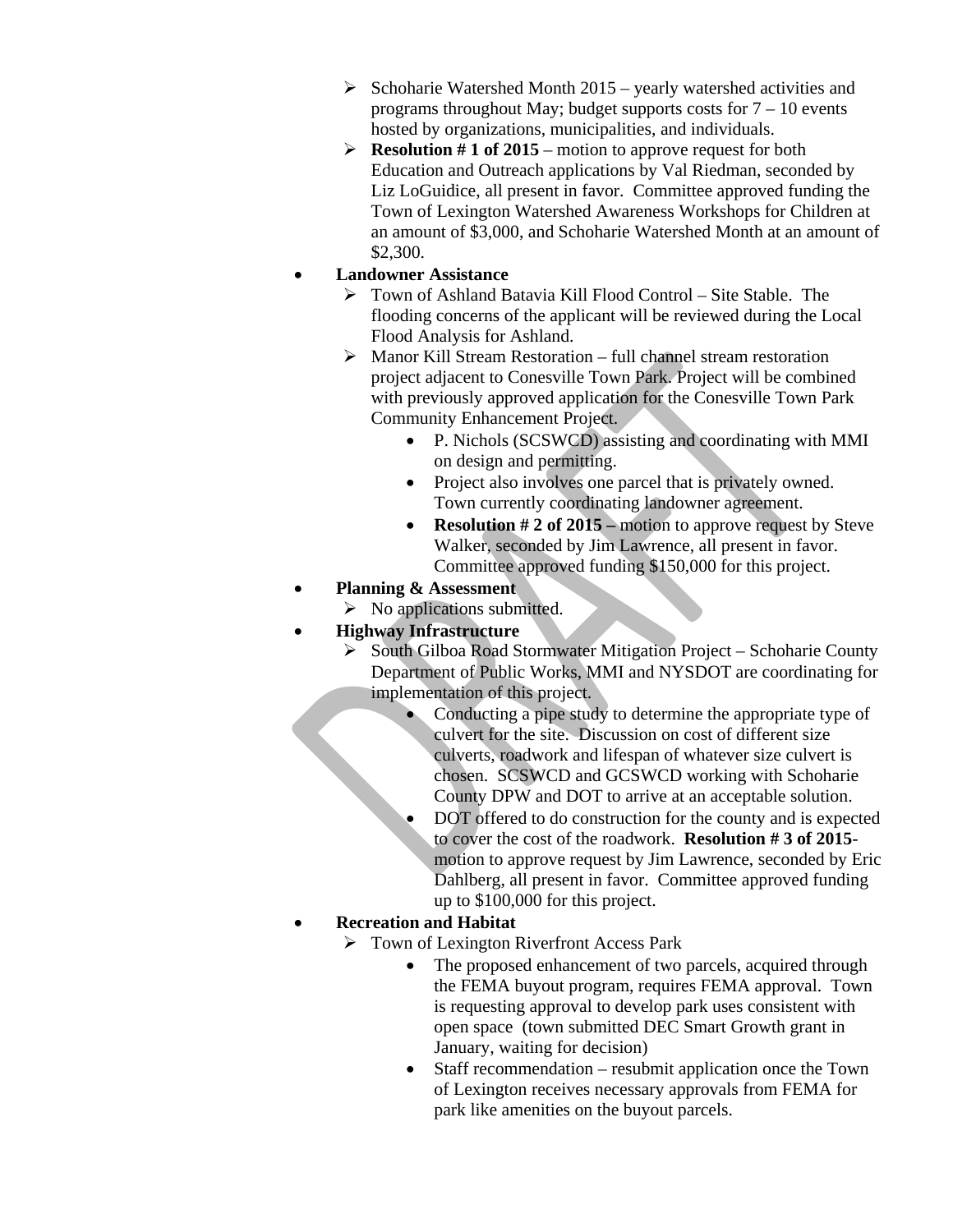- Schoharie Watershed Month 2015 – yearly watershed activities and programs throughout May; budget supports costs for 7 – 10 events hosted by organizations, municipalities, and individuals.
- **Resolution # 1 of 2015** – motion to approve request for both Education and Outreach applications by Val Riedman, seconded by Liz LoGuidice, all present in favor. Committee approved funding the Town of Lexington Watershed Awareness Workshops for Children at an amount of $3,000, and Schoharie Watershed Month at an amount of $2,300.

- **Landowner Assistance**
  - Town of Ashland Batavia Kill Flood Control – Site Stable. The flooding concerns of the applicant will be reviewed during the Local Flood Analysis for Ashland.
  - Manor Kill Stream Restoration – full channel stream restoration project adjacent to Conesville Town Park. Project will be combined with previously approved application for the Conesville Town Park Community Enhancement Project.
    - P. Nichols (SCSWCD) assisting and coordinating with MMI on design and permitting.
    - Project also involves one parcel that is privately owned. Town currently coordinating landowner agreement.
    - **Resolution # 2 of 2015 –** motion to approve request by Steve Walker, seconded by Jim Lawrence, all present in favor. Committee approved funding $150,000 for this project.
- **Planning & Assessment**
  - No applications submitted.
- **Highway Infrastructure**
  - South Gilboa Road Stormwater Mitigation Project – Schoharie County Department of Public Works, MMI and NYSDOT are coordinating for implementation of this project.
    - Conducting a pipe study to determine the appropriate type of culvert for the site. Discussion on cost of different size culverts, roadwork and lifespan of whatever size culvert is chosen. SCSWCD and GCSWCD working with Schoharie County DPW and DOT to arrive at an acceptable solution.
    - DOT offered to do construction for the county and is expected to cover the cost of the roadwork. **Resolution # 3 of 2015**- motion to approve request by Jim Lawrence, seconded by Eric Dahlberg, all present in favor. Committee approved funding up to $100,000 for this project.
- **Recreation and Habitat**
  - Town of Lexington Riverfront Access Park
    - The proposed enhancement of two parcels, acquired through the FEMA buyout program, requires FEMA approval. Town is requesting approval to develop park uses consistent with open space (town submitted DEC Smart Growth grant in January, waiting for decision)
    - Staff recommendation – resubmit application once the Town of Lexington receives necessary approvals from FEMA for park like amenities on the buyout parcels.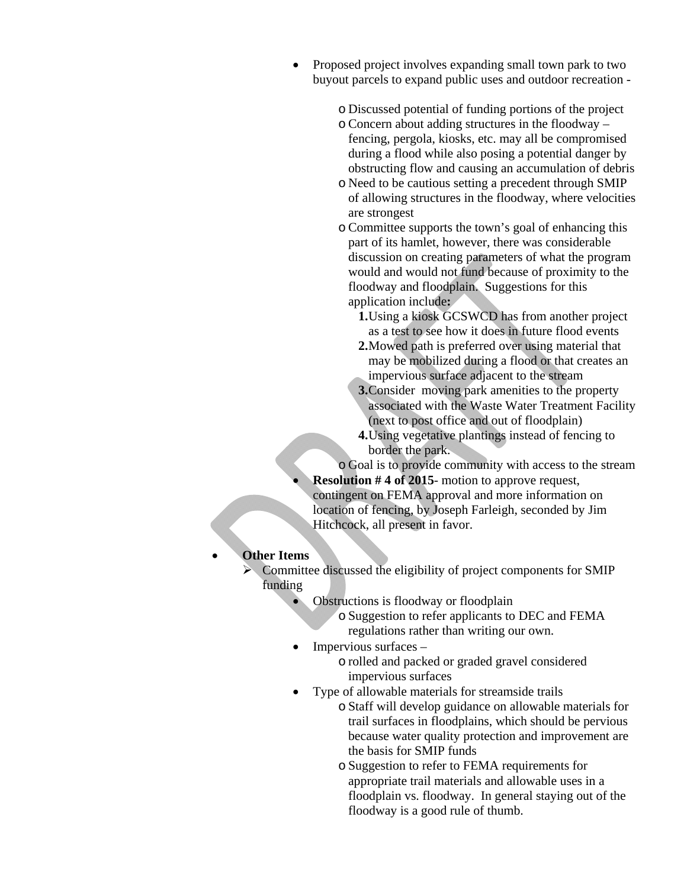- Proposed project involves expanding small town park to two buyout parcels to expand public uses and outdoor recreation -
    - Discussed potential of funding portions of the project
    - Concern about adding structures in the floodway – fencing, pergola, kiosks, etc. may all be compromised during a flood while also posing a potential danger by obstructing flow and causing an accumulation of debris
    - Need to be cautious setting a precedent through SMIP of allowing structures in the floodway, where velocities are strongest
    - Committee supports the town's goal of enhancing this part of its hamlet, however, there was considerable discussion on creating parameters of what the program would and would not fund because of proximity to the floodway and floodplain. Suggestions for this application include**:**
        1. Using a kiosk GCSWCD has from another project as a test to see how it does in future flood events
        2. Mowed path is preferred over using material that may be mobilized during a flood or that creates an impervious surface adjacent to the stream
        3. Consider moving park amenities to the property associated with the Waste Water Treatment Facility (next to post office and out of floodplain)
        4. Using vegetative plantings instead of fencing to border the park.
    - Goal is to provide community with access to the stream
- **Resolution # 4 of 2015**- motion to approve request, contingent on FEMA approval and more information on location of fencing, by Joseph Farleigh, seconded by Jim Hitchcock, all present in favor.

- **Other Items**
    - Committee discussed the eligibility of project components for SMIP funding
        - Obstructions is floodway or floodplain
            - Suggestion to refer applicants to DEC and FEMA regulations rather than writing our own.
        - Impervious surfaces –
            - rolled and packed or graded gravel considered impervious surfaces
        - Type of allowable materials for streamside trails
            - Staff will develop guidance on allowable materials for trail surfaces in floodplains, which should be pervious because water quality protection and improvement are the basis for SMIP funds
            - Suggestion to refer to FEMA requirements for appropriate trail materials and allowable uses in a floodplain vs. floodway. In general staying out of the floodway is a good rule of thumb.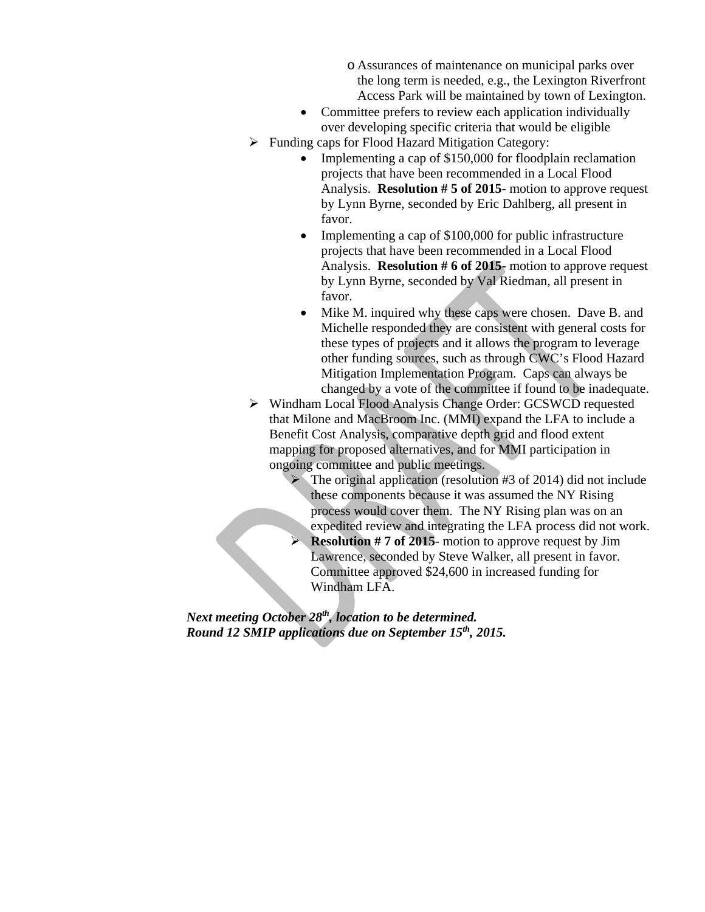- Assurances of maintenance on municipal parks over the long term is needed, e.g., the Lexington Riverfront Access Park will be maintained by town of Lexington.
    - Committee prefers to review each application individually over developing specific criteria that would be eligible
- Funding caps for Flood Hazard Mitigation Category:
    - Implementing a cap of $150,000 for floodplain reclamation projects that have been recommended in a Local Flood Analysis. **Resolution # 5 of 2015**- motion to approve request by Lynn Byrne, seconded by Eric Dahlberg, all present in favor.
    - Implementing a cap of $100,000 for public infrastructure projects that have been recommended in a Local Flood Analysis. **Resolution # 6 of 2015**- motion to approve request by Lynn Byrne, seconded by Val Riedman, all present in favor.
    - Mike M. inquired why these caps were chosen. Dave B. and Michelle responded they are consistent with general costs for these types of projects and it allows the program to leverage other funding sources, such as through CWC's Flood Hazard Mitigation Implementation Program. Caps can always be changed by a vote of the committee if found to be inadequate.
- Windham Local Flood Analysis Change Order: GCSWCD requested that Milone and MacBroom Inc. (MMI) expand the LFA to include a Benefit Cost Analysis, comparative depth grid and flood extent mapping for proposed alternatives, and for MMI participation in ongoing committee and public meetings.
    - The original application (resolution #3 of 2014) did not include these components because it was assumed the NY Rising process would cover them. The NY Rising plan was on an expedited review and integrating the LFA process did not work.
    - **Resolution # 7 of 2015**- motion to approve request by Jim Lawrence, seconded by Steve Walker, all present in favor. Committee approved $24,600 in increased funding for Windham LFA.

***Next meeting October 28th, location to be determined.***
***Round 12 SMIP applications due on September 15th, 2015.***